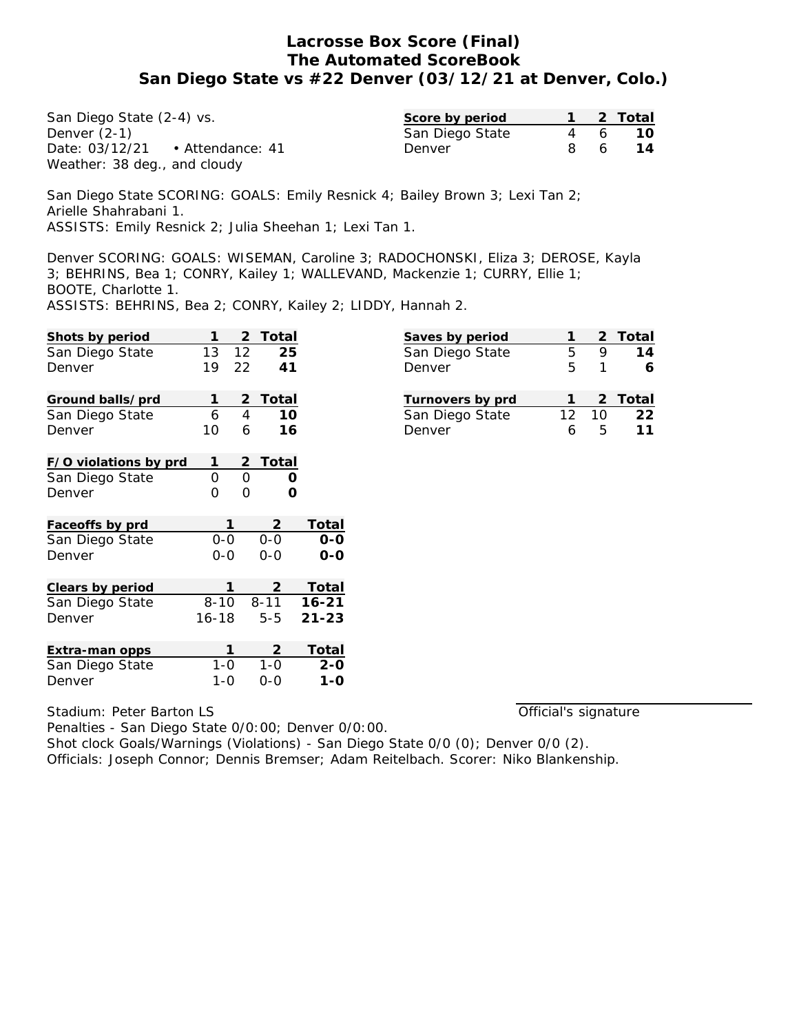# Lacrosse Box Score (Final)
## The Automated ScoreBook
## San Diego State vs #22 Denver (03/12/21 at Denver, Colo.)

San Diego State (2-4) vs.
Denver (2-1)
Date: 03/12/21 • Attendance: 41
Weather: 38 deg., and cloudy

| Score by period | 1 | 2 | Total |
|---|---|---|---|
| San Diego State | 4 | 6 | **10** |
| Denver | 8 | 6 | **14** |

San Diego State SCORING: GOALS: Emily Resnick 4; Bailey Brown 3; Lexi Tan 2; Arielle Shahrabani 1.
ASSISTS: Emily Resnick 2; Julia Sheehan 1; Lexi Tan 1.

Denver SCORING: GOALS: WISEMAN, Caroline 3; RADOCHONSKI, Eliza 3; DEROSE, Kayla 3; BEHRINS, Bea 1; CONRY, Kailey 1; WALLEVAND, Mackenzie 1; CURRY, Ellie 1; BOOTE, Charlotte 1.
ASSISTS: BEHRINS, Bea 2; CONRY, Kailey 2; LIDDY, Hannah 2.

| Shots by period | 1 | 2 | Total |
|---|---|---|---|
| San Diego State | 13 | 12 | **25** |
| Denver | 19 | 22 | **41** |

| Saves by period | 1 | 2 | Total |
|---|---|---|---|
| San Diego State | 5 | 9 | **14** |
| Denver | 5 | 1 | **6** |

| Ground balls/prd | 1 | 2 | Total |
|---|---|---|---|
| San Diego State | 6 | 4 | **10** |
| Denver | 10 | 6 | **16** |

| Turnovers by prd | 1 | 2 | Total |
|---|---|---|---|
| San Diego State | 12 | 10 | **22** |
| Denver | 6 | 5 | **11** |

| F/O violations by prd | 1 | 2 | Total |
|---|---|---|---|
| San Diego State | 0 | 0 | **0** |
| Denver | 0 | 0 | **0** |

| Faceoffs by prd | 1 | 2 | Total |
|---|---|---|---|
| San Diego State | 0-0 | 0-0 | **0-0** |
| Denver | 0-0 | 0-0 | **0-0** |

| Clears by period | 1 | 2 | Total |
|---|---|---|---|
| San Diego State | 8-10 | 8-11 | **16-21** |
| Denver | 16-18 | 5-5 | **21-23** |

| Extra-man opps | 1 | 2 | Total |
|---|---|---|---|
| San Diego State | 1-0 | 1-0 | **2-0** |
| Denver | 1-0 | 0-0 | **1-0** |

Stadium: Peter Barton LS

Official's signature

Penalties - San Diego State 0/0:00; Denver 0/0:00.
Shot clock Goals/Warnings (Violations) - San Diego State 0/0 (0); Denver 0/0 (2).
Officials: Joseph Connor; Dennis Bremser; Adam Reitelbach. Scorer: Niko Blankenship.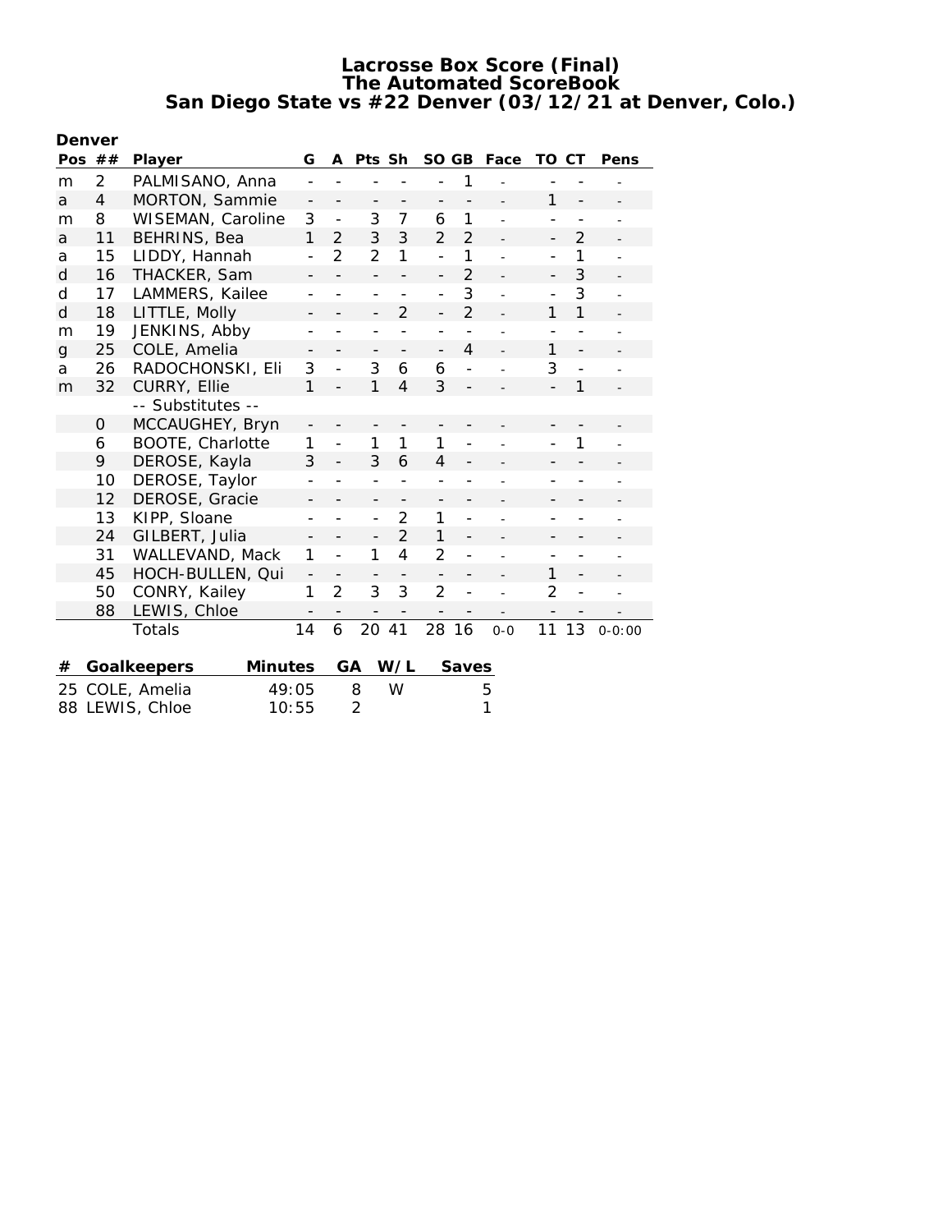# Lacrosse Box Score (Final)
## The Automated ScoreBook
## San Diego State vs #22 Denver (03/12/21 at Denver, Colo.)

**Denver**

| Pos | ## | Player | G | A | Pts | Sh | SO | GB | Face | TO | CT | Pens |
|---|---|---|---|---|---|---|---|---|---|---|---|---|
| m | 2 | PALMISANO, Anna | - | - | - | - | - | 1 | - | - | - | - |
| a | 4 | MORTON, Sammie | - | - | - | - | - | - | - | 1 | - | - |
| m | 8 | WISEMAN, Caroline | 3 | - | 3 | 7 | 6 | 1 | - | - | - | - |
| a | 11 | BEHRINS, Bea | 1 | 2 | 3 | 3 | 2 | 2 | - | - | 2 | - |
| a | 15 | LIDDY, Hannah | - | 2 | 2 | 1 | - | 1 | - | - | 1 | - |
| d | 16 | THACKER, Sam | - | - | - | - | - | 2 | - | - | 3 | - |
| d | 17 | LAMMERS, Kailee | - | - | - | - | - | 3 | - | - | 3 | - |
| d | 18 | LITTLE, Molly | - | - | - | 2 | - | 2 | - | 1 | 1 | - |
| m | 19 | JENKINS, Abby | - | - | - | - | - | - | - | - | - | - |
| g | 25 | COLE, Amelia | - | - | - | - | - | 4 | - | 1 | - | - |
| a | 26 | RADOCHONSKI, Eli | 3 | - | 3 | 6 | 6 | - | - | 3 | - | - |
| m | 32 | CURRY, Ellie | 1 | - | 1 | 4 | 3 | - | - | - | 1 | - |
| | | -- Substitutes -- | | | | | | | | | | |
| | 0 | MCCAUGHEY, Bryn | - | - | - | - | - | - | - | - | - | - |
| | 6 | BOOTE, Charlotte | 1 | - | 1 | 1 | 1 | - | - | - | 1 | - |
| | 9 | DEROSE, Kayla | 3 | - | 3 | 6 | 4 | - | - | - | - | - |
| | 10 | DEROSE, Taylor | - | - | - | - | - | - | - | - | - | - |
| | 12 | DEROSE, Gracie | - | - | - | - | - | - | - | - | - | - |
| | 13 | KIPP, Sloane | - | - | - | 2 | 1 | - | - | - | - | - |
| | 24 | GILBERT, Julia | - | - | - | 2 | 1 | - | - | - | - | - |
| | 31 | WALLEVAND, Mack | 1 | - | 1 | 4 | 2 | - | - | - | - | - |
| | 45 | HOCH-BULLEN, Qui | - | - | - | - | - | - | - | 1 | - | - |
| | 50 | CONRY, Kailey | 1 | 2 | 3 | 3 | 2 | - | - | 2 | - | - |
| | 88 | LEWIS, Chloe | - | - | - | - | - | - | - | - | - | - |
| | | Totals | 14 | 6 | 20 | 41 | 28 | 16 | 0-0 | 11 | 13 | 0-0:00 |

| # | Goalkeepers | Minutes | GA | W/L | Saves |
|---|---|---|---|---|---|
| 25 | COLE, Amelia | 49:05 | 8 | W | 5 |
| 88 | LEWIS, Chloe | 10:55 | 2 | | 1 |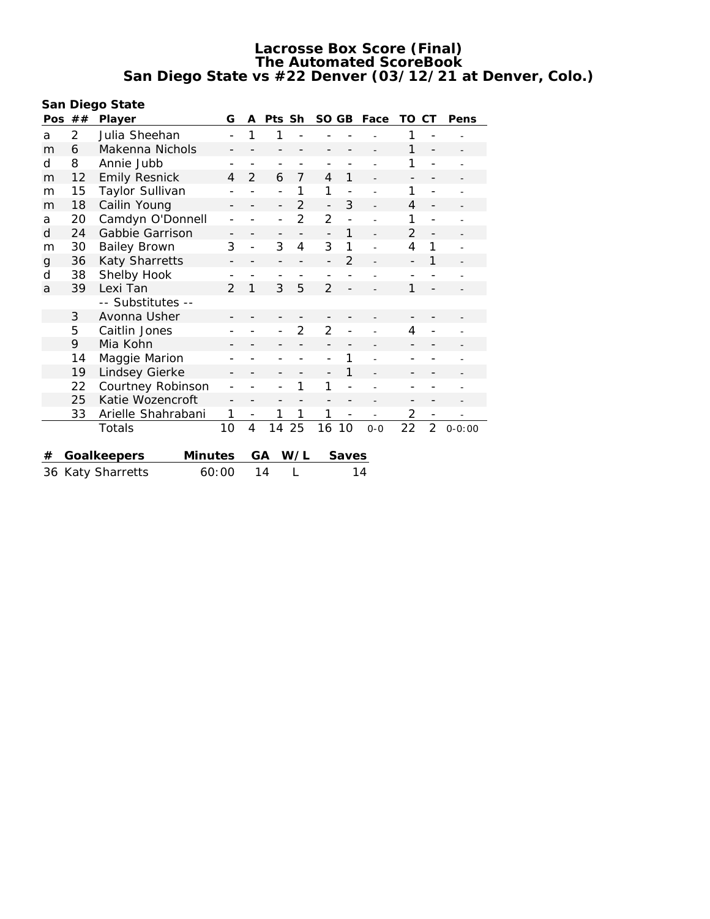# Lacrosse Box Score (Final)
## The Automated ScoreBook
## San Diego State vs #22 Denver (03/12/21 at Denver, Colo.)

**San Diego State**

| Pos | ## | Player | G | A | Pts | Sh | SO | GB | Face | TO | CT | Pens |
|---|---|---|---|---|---|---|---|---|---|---|---|---|
| a | 2 | Julia Sheehan | - | 1 | 1 | - | - | - | - | 1 | - | - |
| m | 6 | Makenna Nichols | - | - | - | - | - | - | - | 1 | - | - |
| d | 8 | Annie Jubb | - | - | - | - | - | - | - | 1 | - | - |
| m | 12 | Emily Resnick | 4 | 2 | 6 | 7 | 4 | 1 | - | - | - | - |
| m | 15 | Taylor Sullivan | - | - | - | 1 | 1 | - | - | 1 | - | - |
| m | 18 | Cailin Young | - | - | - | 2 | - | 3 | - | 4 | - | - |
| a | 20 | Camdyn O'Donnell | - | - | - | 2 | 2 | - | - | 1 | - | - |
| d | 24 | Gabbie Garrison | - | - | - | - | - | 1 | - | 2 | - | - |
| m | 30 | Bailey Brown | 3 | - | 3 | 4 | 3 | 1 | - | 4 | 1 | - |
| g | 36 | Katy Sharretts | - | - | - | - | - | 2 | - | - | 1 | - |
| d | 38 | Shelby Hook | - | - | - | - | - | - | - | - | - | - |
| a | 39 | Lexi Tan | 2 | 1 | 3 | 5 | 2 | - | - | 1 | - | - |
| | | -- Substitutes -- | | | | | | | | | | |
| | 3 | Avonna Usher | - | - | - | - | - | - | - | - | - | - |
| | 5 | Caitlin Jones | - | - | - | 2 | 2 | - | - | 4 | - | - |
| | 9 | Mia Kohn | - | - | - | - | - | - | - | - | - | - |
| | 14 | Maggie Marion | - | - | - | - | - | 1 | - | - | - | - |
| | 19 | Lindsey Gierke | - | - | - | - | - | 1 | - | - | - | - |
| | 22 | Courtney Robinson | - | - | - | 1 | 1 | - | - | - | - | - |
| | 25 | Katie Wozencroft | - | - | - | - | - | - | - | - | - | - |
| | 33 | Arielle Shahrabani | 1 | - | 1 | 1 | 1 | - | - | 2 | - | - |
| | | Totals | 10 | 4 | 14 | 25 | 16 | 10 | 0-0 | 22 | 2 | 0-0:00 |

| # | Goalkeepers | Minutes | GA | W/L | Saves |
|---|---|---|---|---|---|
| 36 | Katy Sharretts | 60:00 | 14 | L | 14 |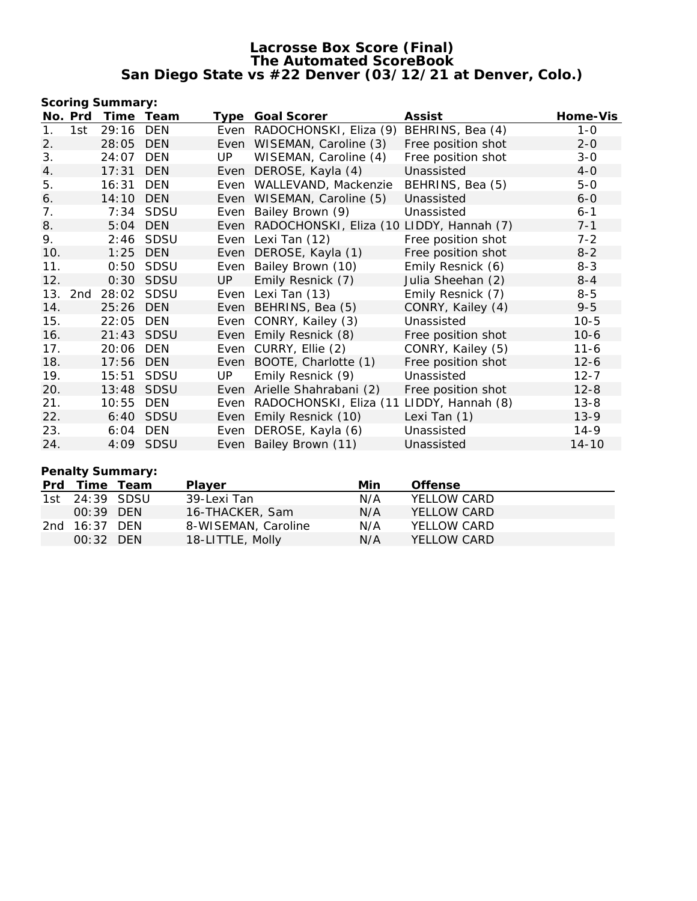# Lacrosse Box Score (Final)
## The Automated ScoreBook
## San Diego State vs #22 Denver (03/12/21 at Denver, Colo.)

**Scoring Summary:**

| No. | Prd | Time | Team | Type | Goal Scorer | Assist | Home-Vis |
|---|---|---|---|---|---|---|---|
| 1. | 1st | 29:16 | DEN | Even | RADOCHONSKI, Eliza (9) | BEHRINS, Bea (4) | 1-0 |
| 2. | | 28:05 | DEN | Even | WISEMAN, Caroline (3) | Free position shot | 2-0 |
| 3. | | 24:07 | DEN | UP | WISEMAN, Caroline (4) | Free position shot | 3-0 |
| 4. | | 17:31 | DEN | Even | DEROSE, Kayla (4) | Unassisted | 4-0 |
| 5. | | 16:31 | DEN | Even | WALLEVAND, Mackenzie | BEHRINS, Bea (5) | 5-0 |
| 6. | | 14:10 | DEN | Even | WISEMAN, Caroline (5) | Unassisted | 6-0 |
| 7. | | 7:34 | SDSU | Even | Bailey Brown (9) | Unassisted | 6-1 |
| 8. | | 5:04 | DEN | Even | RADOCHONSKI, Eliza (10 | LIDDY, Hannah (7) | 7-1 |
| 9. | | 2:46 | SDSU | Even | Lexi Tan (12) | Free position shot | 7-2 |
| 10. | | 1:25 | DEN | Even | DEROSE, Kayla (1) | Free position shot | 8-2 |
| 11. | | 0:50 | SDSU | Even | Bailey Brown (10) | Emily Resnick (6) | 8-3 |
| 12. | | 0:30 | SDSU | UP | Emily Resnick (7) | Julia Sheehan (2) | 8-4 |
| 13. | 2nd | 28:02 | SDSU | Even | Lexi Tan (13) | Emily Resnick (7) | 8-5 |
| 14. | | 25:26 | DEN | Even | BEHRINS, Bea (5) | CONRY, Kailey (4) | 9-5 |
| 15. | | 22:05 | DEN | Even | CONRY, Kailey (3) | Unassisted | 10-5 |
| 16. | | 21:43 | SDSU | Even | Emily Resnick (8) | Free position shot | 10-6 |
| 17. | | 20:06 | DEN | Even | CURRY, Ellie (2) | CONRY, Kailey (5) | 11-6 |
| 18. | | 17:56 | DEN | Even | BOOTE, Charlotte (1) | Free position shot | 12-6 |
| 19. | | 15:51 | SDSU | UP | Emily Resnick (9) | Unassisted | 12-7 |
| 20. | | 13:48 | SDSU | Even | Arielle Shahrabani (2) | Free position shot | 12-8 |
| 21. | | 10:55 | DEN | Even | RADOCHONSKI, Eliza (11 | LIDDY, Hannah (8) | 13-8 |
| 22. | | 6:40 | SDSU | Even | Emily Resnick (10) | Lexi Tan (1) | 13-9 |
| 23. | | 6:04 | DEN | Even | DEROSE, Kayla (6) | Unassisted | 14-9 |
| 24. | | 4:09 | SDSU | Even | Bailey Brown (11) | Unassisted | 14-10 |

**Penalty Summary:**

| Prd | Time | Team | Player | Min | Offense |
|---|---|---|---|---|---|
| 1st | 24:39 | SDSU | 39-Lexi Tan | N/A | YELLOW CARD |
| | 00:39 | DEN | 16-THACKER, Sam | N/A | YELLOW CARD |
| 2nd | 16:37 | DEN | 8-WISEMAN, Caroline | N/A | YELLOW CARD |
| | 00:32 | DEN | 18-LITTLE, Molly | N/A | YELLOW CARD |